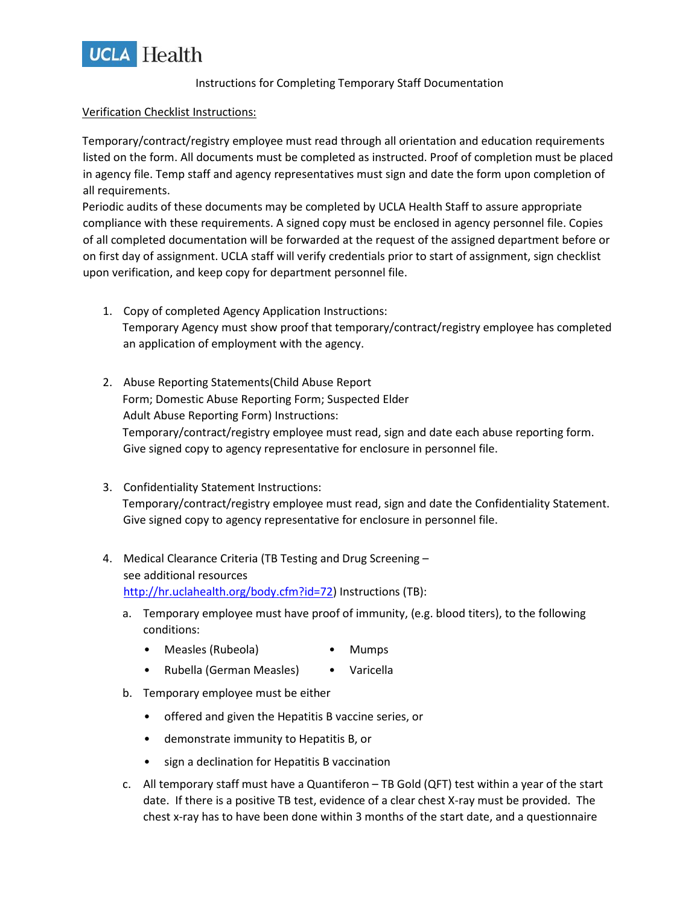# UCLA Health

Instructions for Completing Temporary Staff Documentation

Verification Checklist Instructions:

Temporary/contract/registry employee must read through all orientation and education requirements listed on the form. All documents must be completed as instructed. Proof of completion must be placed in agency file. Temp staff and agency representatives must sign and date the form upon completion of all requirements.
Periodic audits of these documents may be completed by UCLA Health Staff to assure appropriate compliance with these requirements. A signed copy must be enclosed in agency personnel file. Copies of all completed documentation will be forwarded at the request of the assigned department before or on first day of assignment. UCLA staff will verify credentials prior to start of assignment, sign checklist upon verification, and keep copy for department personnel file.

1. Copy of completed Agency Application Instructions:
   Temporary Agency must show proof that temporary/contract/registry employee has completed an application of employment with the agency.

2. Abuse Reporting Statements(Child Abuse Report Form; Domestic Abuse Reporting Form; Suspected Elder Adult Abuse Reporting Form) Instructions:
   Temporary/contract/registry employee must read, sign and date each abuse reporting form. Give signed copy to agency representative for enclosure in personnel file.

3. Confidentiality Statement Instructions:
   Temporary/contract/registry employee must read, sign and date the Confidentiality Statement. Give signed copy to agency representative for enclosure in personnel file.

4. Medical Clearance Criteria (TB Testing and Drug Screening – see additional resources http://hr.uclahealth.org/body.cfm?id=72) Instructions (TB):
   a. Temporary employee must have proof of immunity, (e.g. blood titers), to the following conditions:
      - Measles (Rubeola)
      - Mumps
      - Rubella (German Measles)
      - Varicella
   b. Temporary employee must be either
      - offered and given the Hepatitis B vaccine series, or
      - demonstrate immunity to Hepatitis B, or
      - sign a declination for Hepatitis B vaccination
   c. All temporary staff must have a Quantiferon – TB Gold (QFT) test within a year of the start date. If there is a positive TB test, evidence of a clear chest X-ray must be provided. The chest x-ray has to have been done within 3 months of the start date, and a questionnaire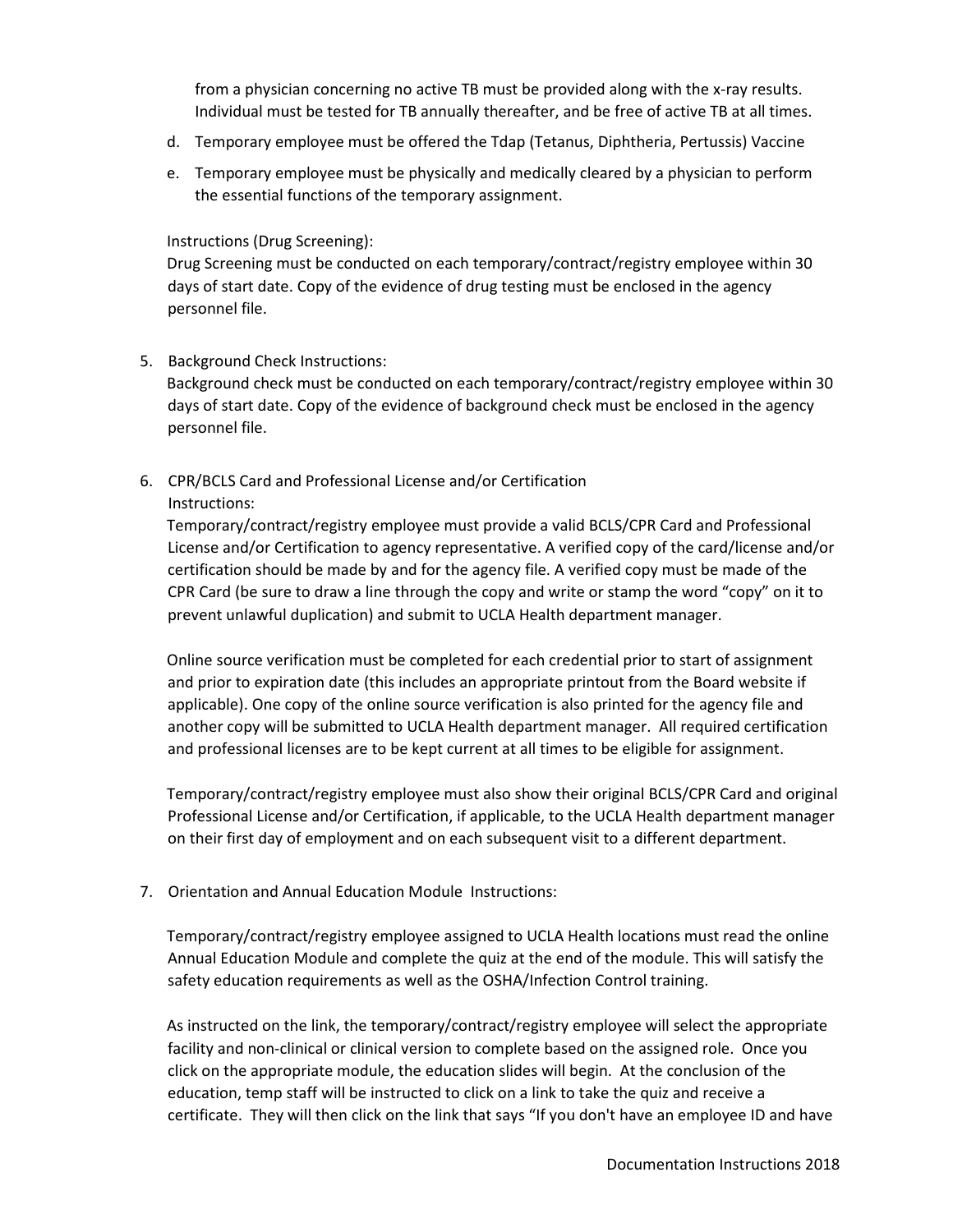from a physician concerning no active TB must be provided along with the x-ray results. Individual must be tested for TB annually thereafter, and be free of active TB at all times.

d. Temporary employee must be offered the Tdap (Tetanus, Diphtheria, Pertussis) Vaccine

e. Temporary employee must be physically and medically cleared by a physician to perform the essential functions of the temporary assignment.

Instructions (Drug Screening):
Drug Screening must be conducted on each temporary/contract/registry employee within 30 days of start date. Copy of the evidence of drug testing must be enclosed in the agency personnel file.

5. Background Check Instructions:
Background check must be conducted on each temporary/contract/registry employee within 30 days of start date. Copy of the evidence of background check must be enclosed in the agency personnel file.

6. CPR/BCLS Card and Professional License and/or Certification
Instructions:
Temporary/contract/registry employee must provide a valid BCLS/CPR Card and Professional License and/or Certification to agency representative. A verified copy of the card/license and/or certification should be made by and for the agency file. A verified copy must be made of the CPR Card (be sure to draw a line through the copy and write or stamp the word "copy" on it to prevent unlawful duplication) and submit to UCLA Health department manager.

   Online source verification must be completed for each credential prior to start of assignment and prior to expiration date (this includes an appropriate printout from the Board website if applicable). One copy of the online source verification is also printed for the agency file and another copy will be submitted to UCLA Health department manager. All required certification and professional licenses are to be kept current at all times to be eligible for assignment.

   Temporary/contract/registry employee must also show their original BCLS/CPR Card and original Professional License and/or Certification, if applicable, to the UCLA Health department manager on their first day of employment and on each subsequent visit to a different department.

7. Orientation and Annual Education Module Instructions:

   Temporary/contract/registry employee assigned to UCLA Health locations must read the online Annual Education Module and complete the quiz at the end of the module. This will satisfy the safety education requirements as well as the OSHA/Infection Control training.

   As instructed on the link, the temporary/contract/registry employee will select the appropriate facility and non-clinical or clinical version to complete based on the assigned role. Once you click on the appropriate module, the education slides will begin. At the conclusion of the education, temp staff will be instructed to click on a link to take the quiz and receive a certificate. They will then click on the link that says "If you don't have an employee ID and have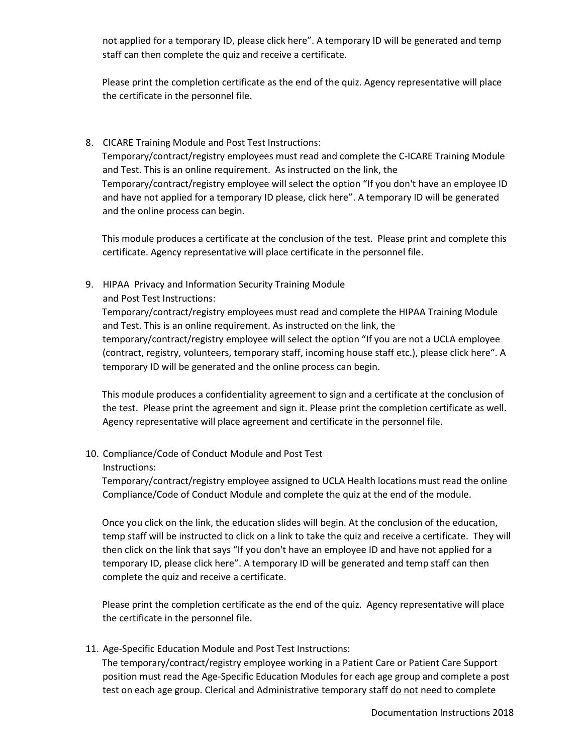not applied for a temporary ID, please click here". A temporary ID will be generated and temp staff can then complete the quiz and receive a certificate.

Please print the completion certificate as the end of the quiz. Agency representative will place the certificate in the personnel file.

8. CICARE Training Module and Post Test Instructions:
   Temporary/contract/registry employees must read and complete the C-ICARE Training Module and Test. This is an online requirement. As instructed on the link, the Temporary/contract/registry employee will select the option "If you don't have an employee ID and have not applied for a temporary ID please, click here". A temporary ID will be generated and the online process can begin.

   This module produces a certificate at the conclusion of the test. Please print and complete this certificate. Agency representative will place certificate in the personnel file.

9. HIPAA Privacy and Information Security Training Module and Post Test Instructions:
   Temporary/contract/registry employees must read and complete the HIPAA Training Module and Test. This is an online requirement. As instructed on the link, the temporary/contract/registry employee will select the option "If you are not a UCLA employee (contract, registry, volunteers, temporary staff, incoming house staff etc.), please click here". A temporary ID will be generated and the online process can begin.

   This module produces a confidentiality agreement to sign and a certificate at the conclusion of the test. Please print the agreement and sign it. Please print the completion certificate as well. Agency representative will place agreement and certificate in the personnel file.

10. Compliance/Code of Conduct Module and Post Test Instructions:
    Temporary/contract/registry employee assigned to UCLA Health locations must read the online Compliance/Code of Conduct Module and complete the quiz at the end of the module.

    Once you click on the link, the education slides will begin. At the conclusion of the education, temp staff will be instructed to click on a link to take the quiz and receive a certificate. They will then click on the link that says "If you don't have an employee ID and have not applied for a temporary ID, please click here". A temporary ID will be generated and temp staff can then complete the quiz and receive a certificate.

    Please print the completion certificate as the end of the quiz. Agency representative will place the certificate in the personnel file.

11. Age-Specific Education Module and Post Test Instructions:
    The temporary/contract/registry employee working in a Patient Care or Patient Care Support position must read the Age-Specific Education Modules for each age group and complete a post test on each age group. Clerical and Administrative temporary staff <u>do not</u> need to complete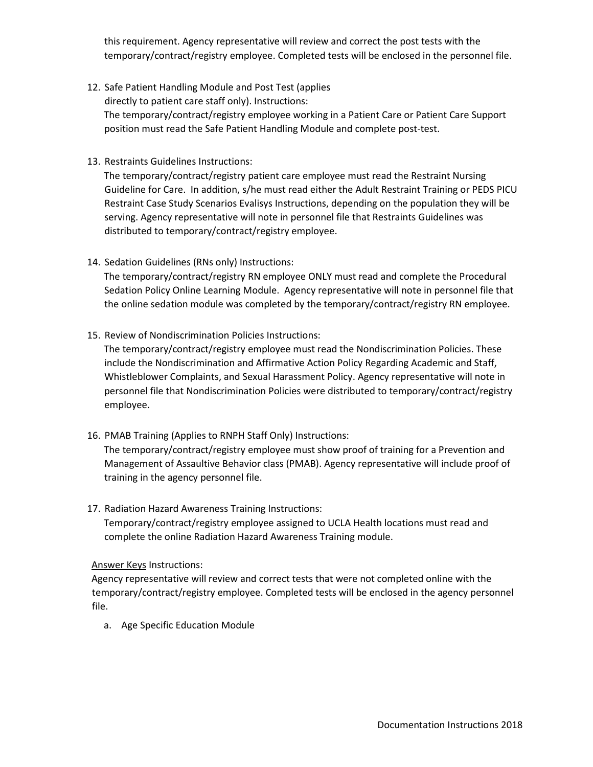this requirement. Agency representative will review and correct the post tests with the temporary/contract/registry employee. Completed tests will be enclosed in the personnel file.

12. Safe Patient Handling Module and Post Test (applies directly to patient care staff only). Instructions:
    The temporary/contract/registry employee working in a Patient Care or Patient Care Support position must read the Safe Patient Handling Module and complete post-test.

13. Restraints Guidelines Instructions:
    The temporary/contract/registry patient care employee must read the Restraint Nursing Guideline for Care. In addition, s/he must read either the Adult Restraint Training or PEDS PICU Restraint Case Study Scenarios Evalisys Instructions, depending on the population they will be serving. Agency representative will note in personnel file that Restraints Guidelines was distributed to temporary/contract/registry employee.

14. Sedation Guidelines (RNs only) Instructions:
    The temporary/contract/registry RN employee ONLY must read and complete the Procedural Sedation Policy Online Learning Module. Agency representative will note in personnel file that the online sedation module was completed by the temporary/contract/registry RN employee.

15. Review of Nondiscrimination Policies Instructions:
    The temporary/contract/registry employee must read the Nondiscrimination Policies. These include the Nondiscrimination and Affirmative Action Policy Regarding Academic and Staff, Whistleblower Complaints, and Sexual Harassment Policy. Agency representative will note in personnel file that Nondiscrimination Policies were distributed to temporary/contract/registry employee.

16. PMAB Training (Applies to RNPH Staff Only) Instructions:
    The temporary/contract/registry employee must show proof of training for a Prevention and Management of Assaultive Behavior class (PMAB). Agency representative will include proof of training in the agency personnel file.

17. Radiation Hazard Awareness Training Instructions:
    Temporary/contract/registry employee assigned to UCLA Health locations must read and complete the online Radiation Hazard Awareness Training module.

<u>Answer Keys</u> Instructions:
Agency representative will review and correct tests that were not completed online with the temporary/contract/registry employee. Completed tests will be enclosed in the agency personnel file.

a. Age Specific Education Module

Documentation Instructions 2018